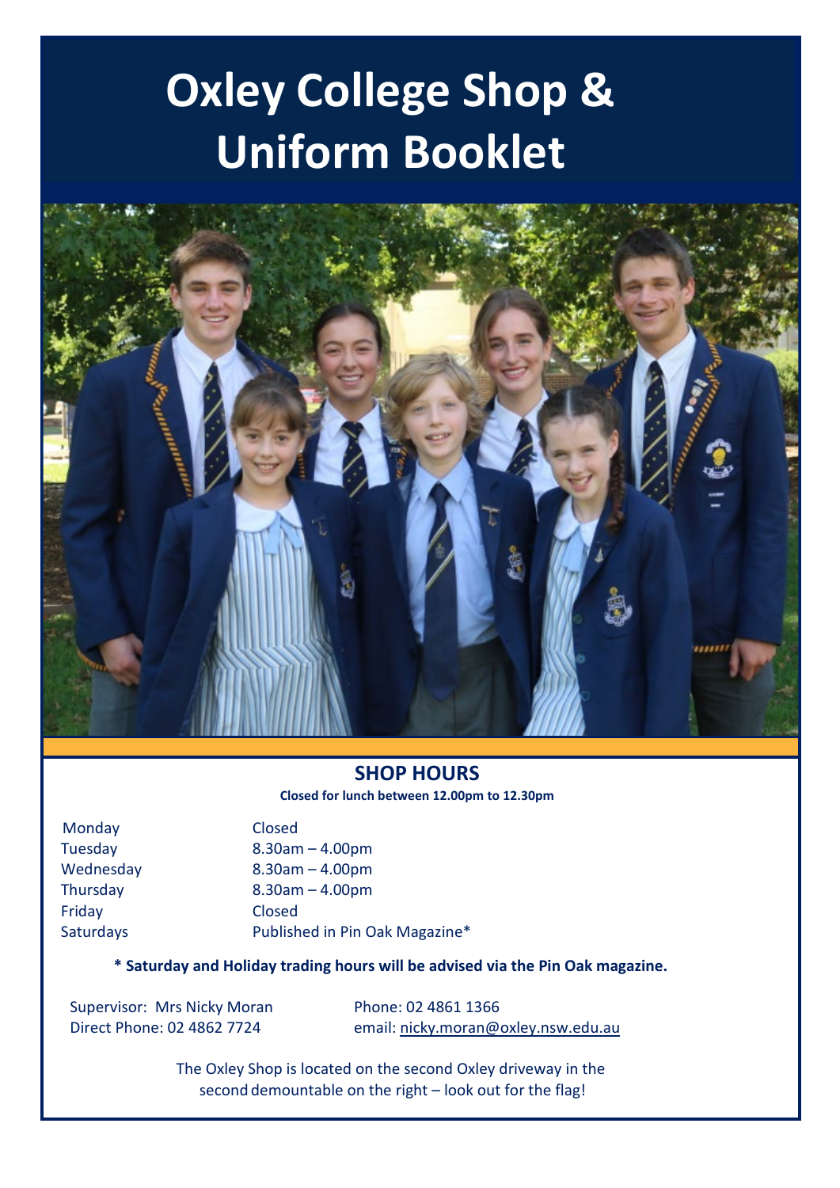# Oxley College Shop & Uniform Booklet

## SHOP HOURS

**Closed for lunch between 12.00pm to 12.30pm**

| | |
|---|---|
| Monday | Closed |
| Tuesday | 8.30am – 4.00pm |
| Wednesday | 8.30am – 4.00pm |
| Thursday | 8.30am – 4.00pm |
| Friday | Closed |
| Saturdays | Published in Pin Oak Magazine* |

**\* Saturday and Holiday trading hours will be advised via the Pin Oak magazine.**

Supervisor: Mrs Nicky Moran
Direct Phone: 02 4862 7724

Phone: 02 4861 1366
email: nicky.moran@oxley.nsw.edu.au

The Oxley Shop is located on the second Oxley driveway in the second demountable on the right – look out for the flag!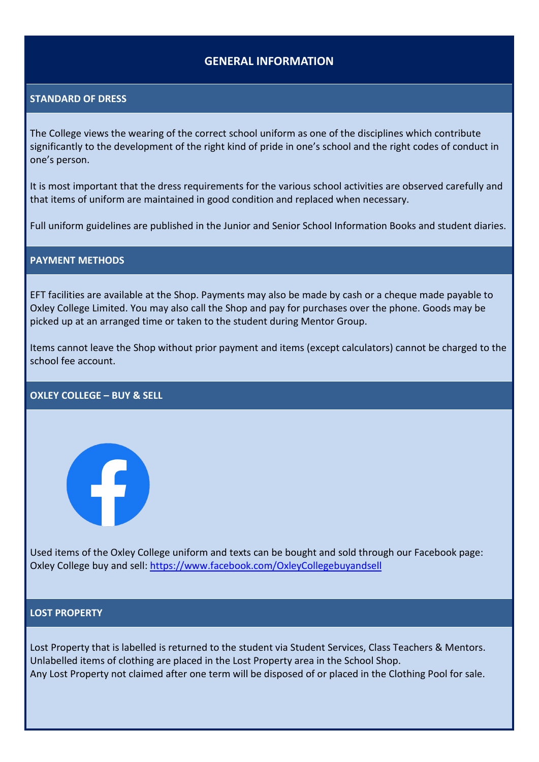# GENERAL INFORMATION

## STANDARD OF DRESS

The College views the wearing of the correct school uniform as one of the disciplines which contribute significantly to the development of the right kind of pride in one's school and the right codes of conduct in one's person.

It is most important that the dress requirements for the various school activities are observed carefully and that items of uniform are maintained in good condition and replaced when necessary.

Full uniform guidelines are published in the Junior and Senior School Information Books and student diaries.

## PAYMENT METHODS

EFT facilities are available at the Shop. Payments may also be made by cash or a cheque made payable to Oxley College Limited. You may also call the Shop and pay for purchases over the phone. Goods may be picked up at an arranged time or taken to the student during Mentor Group.

Items cannot leave the Shop without prior payment and items (except calculators) cannot be charged to the school fee account.

## OXLEY COLLEGE – BUY & SELL

Used items of the Oxley College uniform and texts can be bought and sold through our Facebook page: Oxley College buy and sell: https://www.facebook.com/OxleyCollegebuyandsell

## LOST PROPERTY

Lost Property that is labelled is returned to the student via Student Services, Class Teachers & Mentors.
Unlabelled items of clothing are placed in the Lost Property area in the School Shop.
Any Lost Property not claimed after one term will be disposed of or placed in the Clothing Pool for sale.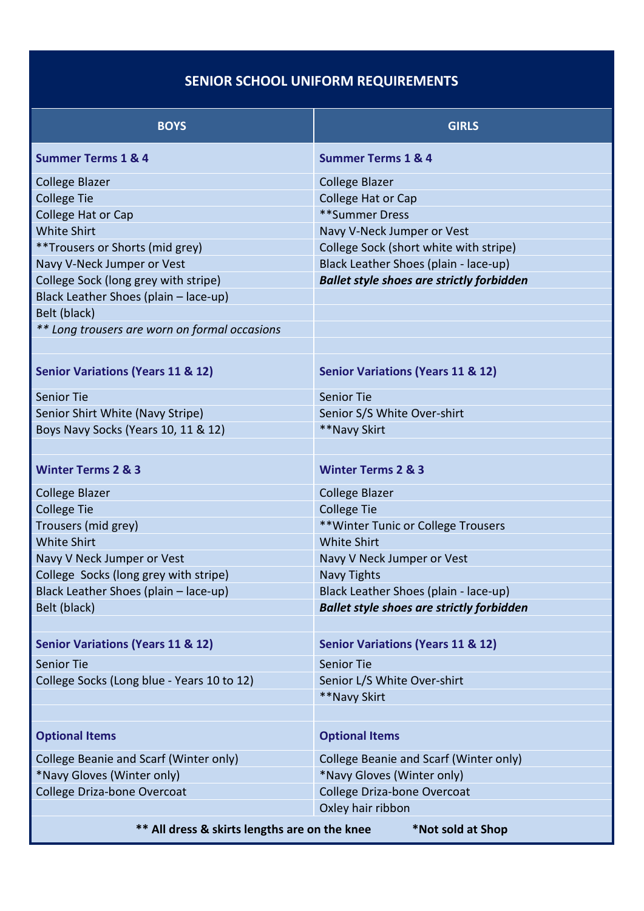| SENIOR SCHOOL UNIFORM REQUIREMENTS | |
|---|---|
| **BOYS** | **GIRLS** |
| **Summer Terms 1 & 4** | **Summer Terms 1 & 4** |
| College Blazer | College Blazer |
| College Tie | College Hat or Cap |
| College Hat or Cap | **Summer Dress |
| White Shirt | Navy V-Neck Jumper or Vest |
| **Trousers or Shorts (mid grey) | College Sock (short white with stripe) |
| Navy V-Neck Jumper or Vest | Black Leather Shoes (plain - lace-up) |
| College Sock (long grey with stripe) | ***Ballet style shoes are strictly forbidden*** |
| Black Leather Shoes (plain – lace-up) | |
| Belt (black) | |
| *** Long trousers are worn on formal occasions* | |
| | |
| **Senior Variations (Years 11 & 12)** | **Senior Variations (Years 11 & 12)** |
| Senior Tie | Senior Tie |
| Senior Shirt White (Navy Stripe) | Senior S/S White Over-shirt |
| Boys Navy Socks (Years 10, 11 & 12) | **Navy Skirt |
| | |
| **Winter Terms 2 & 3** | **Winter Terms 2 & 3** |
| College Blazer | College Blazer |
| College Tie | College Tie |
| Trousers (mid grey) | **Winter Tunic or College Trousers |
| White Shirt | White Shirt |
| Navy V Neck Jumper or Vest | Navy V Neck Jumper or Vest |
| College Socks (long grey with stripe) | Navy Tights |
| Black Leather Shoes (plain – lace-up) | Black Leather Shoes (plain - lace-up) |
| Belt (black) | ***Ballet style shoes are strictly forbidden*** |
| | |
| **Senior Variations (Years 11 & 12)** | **Senior Variations (Years 11 & 12)** |
| Senior Tie | Senior Tie |
| College Socks (Long blue - Years 10 to 12) | Senior L/S White Over-shirt |
| | **Navy Skirt |
| | |
| **Optional Items** | **Optional Items** |
| College Beanie and Scarf (Winter only) | College Beanie and Scarf (Winter only) |
| *Navy Gloves (Winter only) | *Navy Gloves (Winter only) |
| College Driza-bone Overcoat | College Driza-bone Overcoat |
| | Oxley hair ribbon |

**** All dress & skirts lengths are on the knee** **\*Not sold at Shop**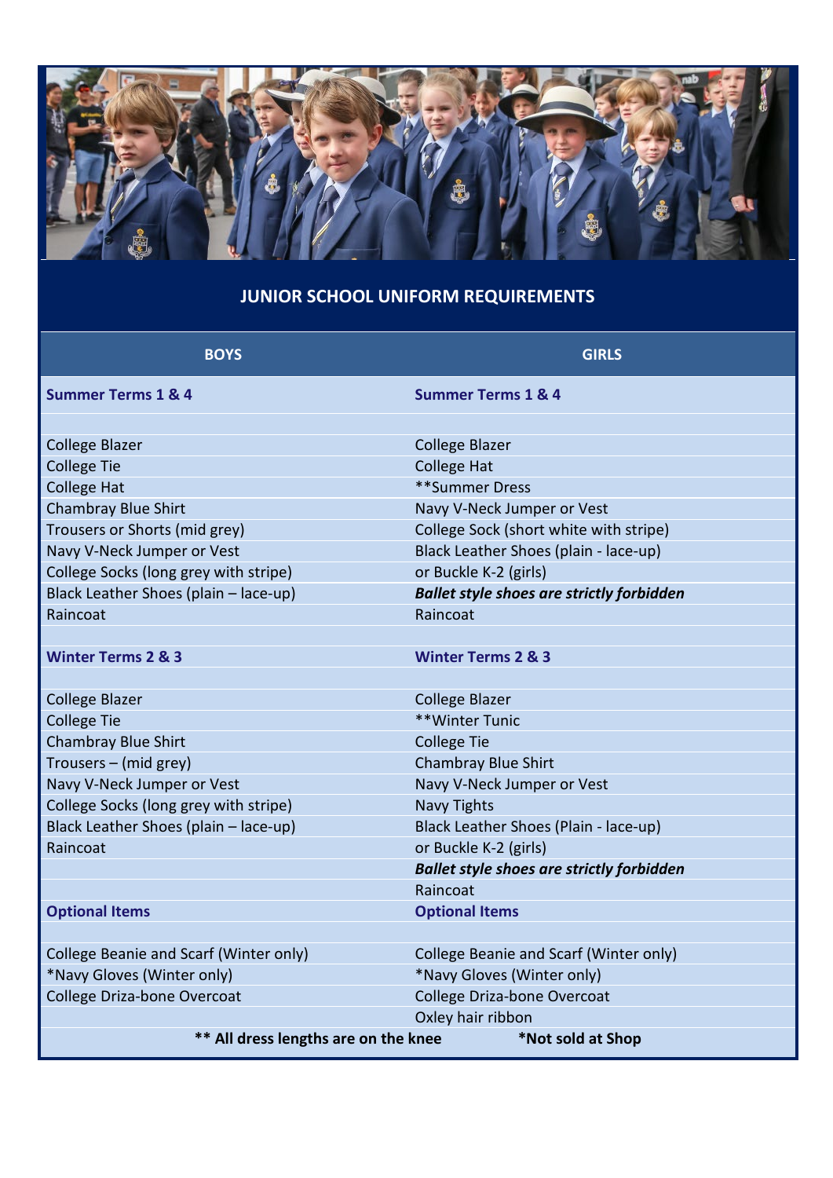## JUNIOR SCHOOL UNIFORM REQUIREMENTS

| BOYS | GIRLS |
| --- | --- |
| **Summer Terms 1 & 4** | **Summer Terms 1 & 4** |
| | |
| College Blazer | College Blazer |
| College Tie | College Hat |
| College Hat | **Summer Dress |
| Chambray Blue Shirt | Navy V-Neck Jumper or Vest |
| Trousers or Shorts (mid grey) | College Sock (short white with stripe) |
| Navy V-Neck Jumper or Vest | Black Leather Shoes (plain - lace-up) |
| College Socks (long grey with stripe) | or Buckle K-2 (girls) |
| Black Leather Shoes (plain – lace-up) | ***Ballet style shoes are strictly forbidden*** |
| Raincoat | Raincoat |
| | |
| **Winter Terms 2 & 3** | **Winter Terms 2 & 3** |
| | |
| College Blazer | College Blazer |
| College Tie | **Winter Tunic |
| Chambray Blue Shirt | College Tie |
| Trousers – (mid grey) | Chambray Blue Shirt |
| Navy V-Neck Jumper or Vest | Navy V-Neck Jumper or Vest |
| College Socks (long grey with stripe) | Navy Tights |
| Black Leather Shoes (plain – lace-up) | Black Leather Shoes (Plain - lace-up) |
| Raincoat | or Buckle K-2 (girls) |
| | ***Ballet style shoes are strictly forbidden*** |
| | Raincoat |
| **Optional Items** | **Optional Items** |
| | |
| College Beanie and Scarf (Winter only) | College Beanie and Scarf (Winter only) |
| *Navy Gloves (Winter only) | *Navy Gloves (Winter only) |
| College Driza-bone Overcoat | College Driza-bone Overcoat |
| | Oxley hair ribbon |
| **** All dress lengths are on the knee** | ***Not sold at Shop** |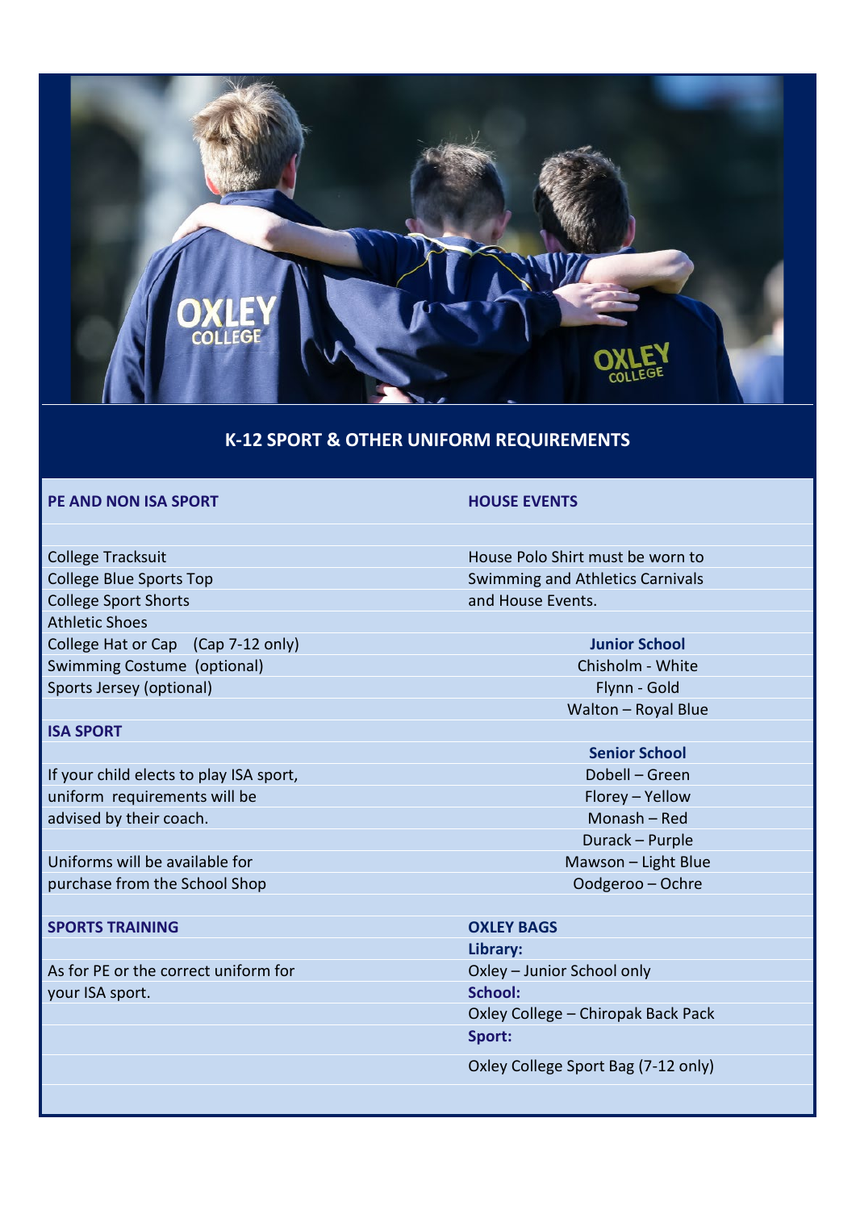## K-12 SPORT & OTHER UNIFORM REQUIREMENTS

### PE AND NON ISA SPORT

College Tracksuit
College Blue Sports Top
College Sport Shorts
Athletic Shoes
College Hat or Cap (Cap 7-12 only)
Swimming Costume (optional)
Sports Jersey (optional)

### ISA SPORT

If your child elects to play ISA sport, uniform requirements will be advised by their coach.

Uniforms will be available for purchase from the School Shop

### SPORTS TRAINING

As for PE or the correct uniform for your ISA sport.

### HOUSE EVENTS

House Polo Shirt must be worn to Swimming and Athletics Carnivals and House Events.

**Junior School**

Chisholm - White
Flynn - Gold
Walton – Royal Blue

**Senior School**

Dobell – Green
Florey – Yellow
Monash – Red
Durack – Purple
Mawson – Light Blue
Oodgeroo – Ochre

### OXLEY BAGS

**Library:**
Oxley – Junior School only

**School:**
Oxley College – Chiropak Back Pack

**Sport:**
Oxley College Sport Bag (7-12 only)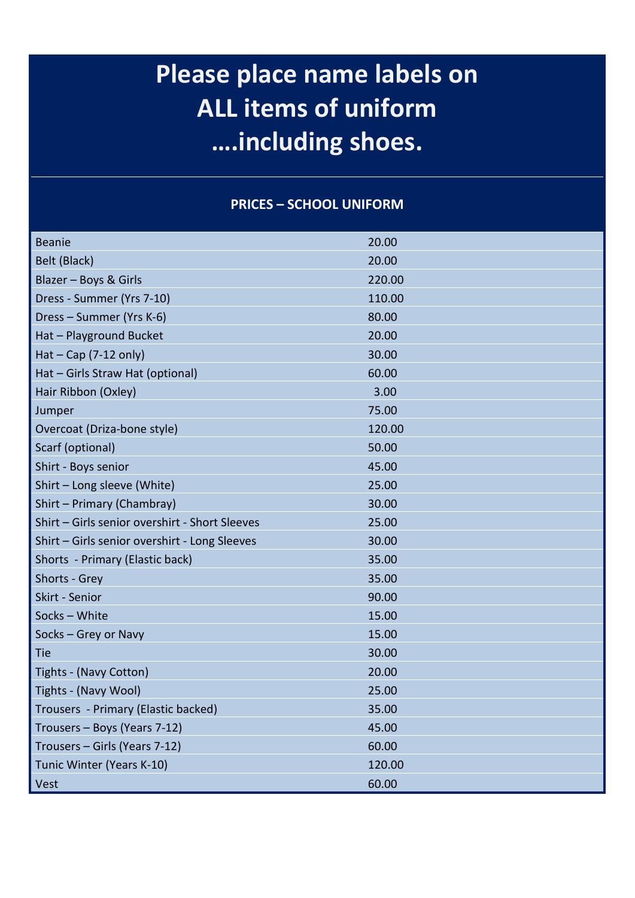# Please place name labels on ALL items of uniform ….including shoes.

| PRICES – SCHOOL UNIFORM | |
|---|---|
| Beanie | 20.00 |
| Belt (Black) | 20.00 |
| Blazer – Boys & Girls | 220.00 |
| Dress - Summer (Yrs 7-10) | 110.00 |
| Dress – Summer (Yrs K-6) | 80.00 |
| Hat – Playground Bucket | 20.00 |
| Hat – Cap (7-12 only) | 30.00 |
| Hat – Girls Straw Hat (optional) | 60.00 |
| Hair Ribbon (Oxley) | 3.00 |
| Jumper | 75.00 |
| Overcoat (Driza-bone style) | 120.00 |
| Scarf (optional) | 50.00 |
| Shirt - Boys senior | 45.00 |
| Shirt – Long sleeve (White) | 25.00 |
| Shirt – Primary (Chambray) | 30.00 |
| Shirt – Girls senior overshirt - Short Sleeves | 25.00 |
| Shirt – Girls senior overshirt - Long Sleeves | 30.00 |
| Shorts - Primary (Elastic back) | 35.00 |
| Shorts - Grey | 35.00 |
| Skirt - Senior | 90.00 |
| Socks – White | 15.00 |
| Socks – Grey or Navy | 15.00 |
| Tie | 30.00 |
| Tights - (Navy Cotton) | 20.00 |
| Tights - (Navy Wool) | 25.00 |
| Trousers - Primary (Elastic backed) | 35.00 |
| Trousers – Boys (Years 7-12) | 45.00 |
| Trousers – Girls (Years 7-12) | 60.00 |
| Tunic Winter (Years K-10) | 120.00 |
| Vest | 60.00 |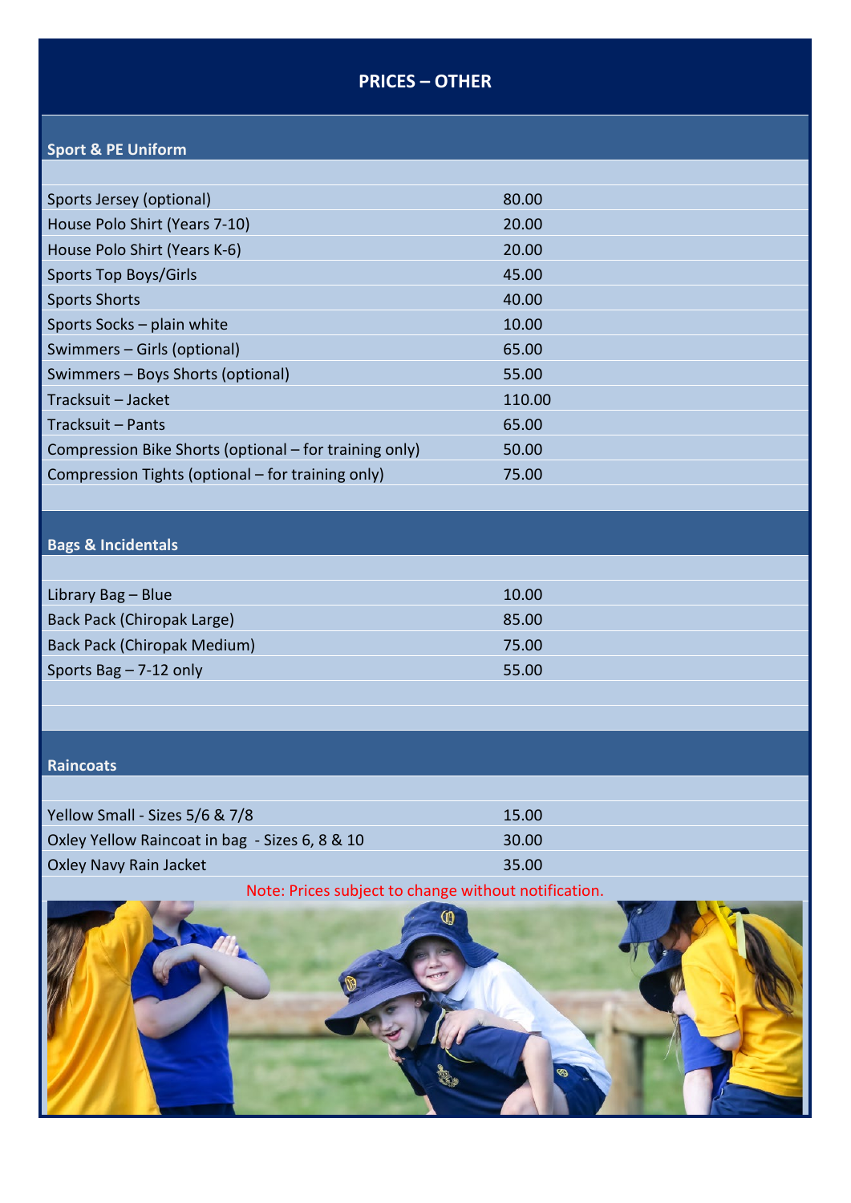# PRICES – OTHER

## Sport & PE Uniform

| Item | Price |
|---|---|
| Sports Jersey (optional) | 80.00 |
| House Polo Shirt (Years 7-10) | 20.00 |
| House Polo Shirt (Years K-6) | 20.00 |
| Sports Top Boys/Girls | 45.00 |
| Sports Shorts | 40.00 |
| Sports Socks – plain white | 10.00 |
| Swimmers – Girls (optional) | 65.00 |
| Swimmers – Boys Shorts (optional) | 55.00 |
| Tracksuit – Jacket | 110.00 |
| Tracksuit – Pants | 65.00 |
| Compression Bike Shorts (optional – for training only) | 50.00 |
| Compression Tights (optional – for training only) | 75.00 |

## Bags & Incidentals

| Item | Price |
|---|---|
| Library Bag – Blue | 10.00 |
| Back Pack (Chiropak Large) | 85.00 |
| Back Pack (Chiropak Medium) | 75.00 |
| Sports Bag – 7-12 only | 55.00 |

## Raincoats

| Item | Price |
|---|---|
| Yellow Small - Sizes 5/6 & 7/8 | 15.00 |
| Oxley Yellow Raincoat in bag - Sizes 6, 8 & 10 | 30.00 |
| Oxley Navy Rain Jacket | 35.00 |

Note: Prices subject to change without notification.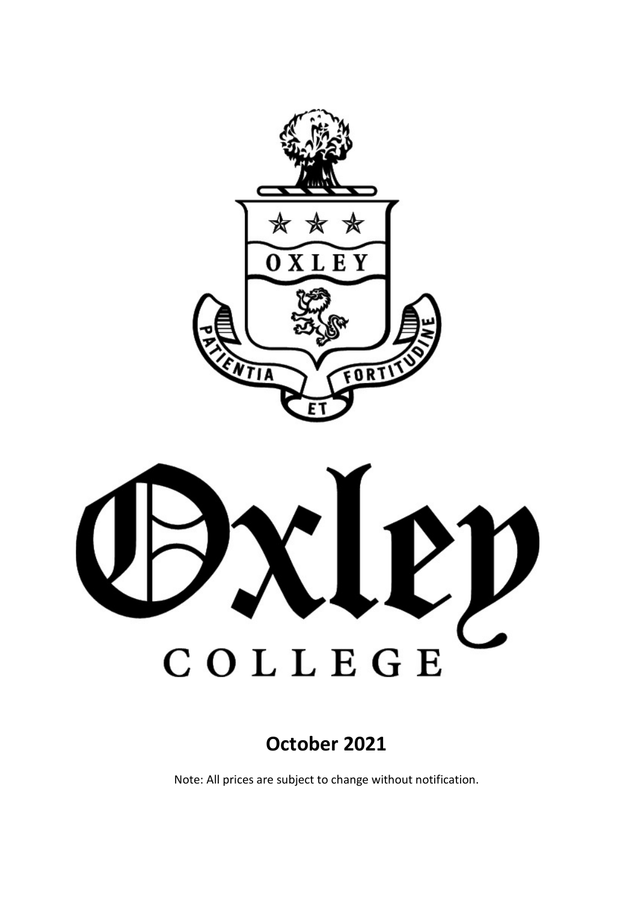OXLEY

PATIENTIA ET FORTITUDINE

# Oxley

COLLEGE

**October 2021**

Note: All prices are subject to change without notification.